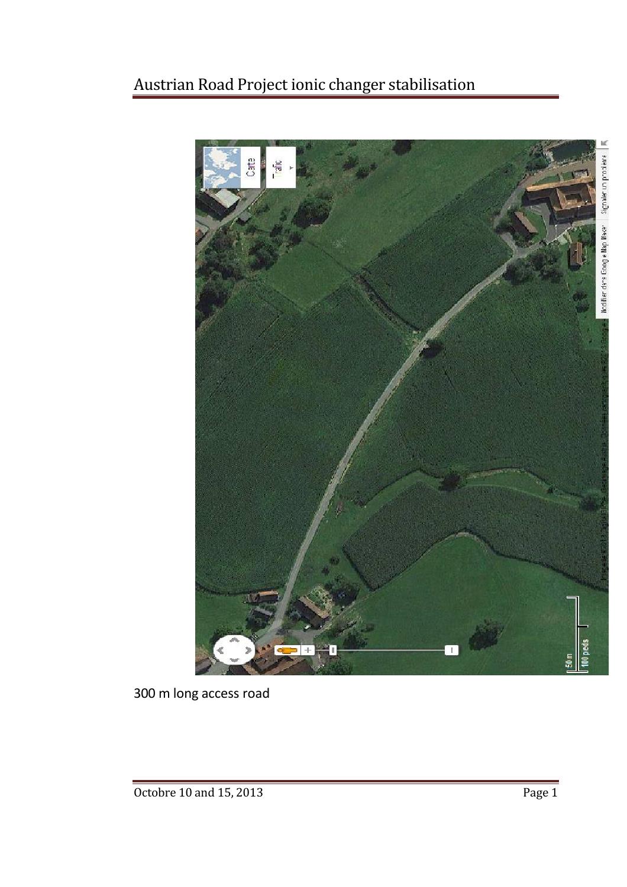# Austrian Road Project ionic changer stabilisation

300 m long access road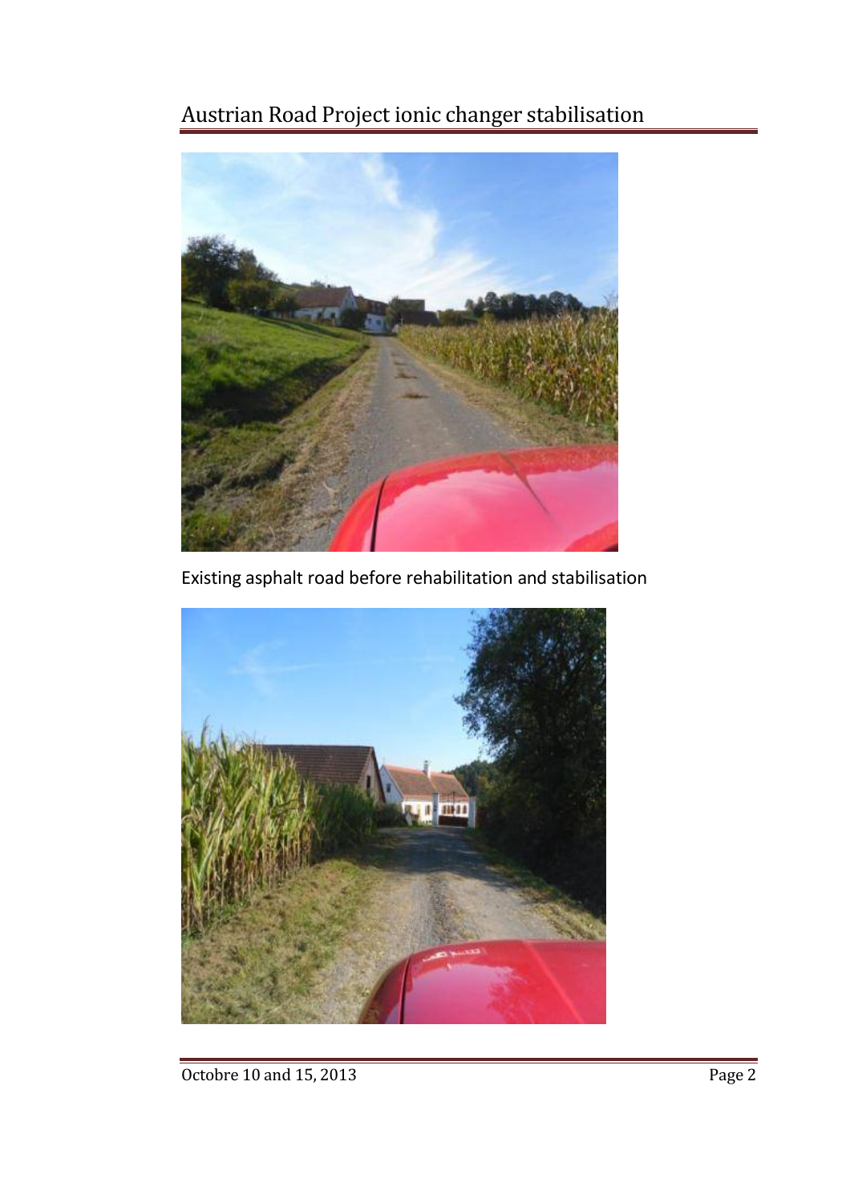Existing asphalt road before rehabilitation and stabilisation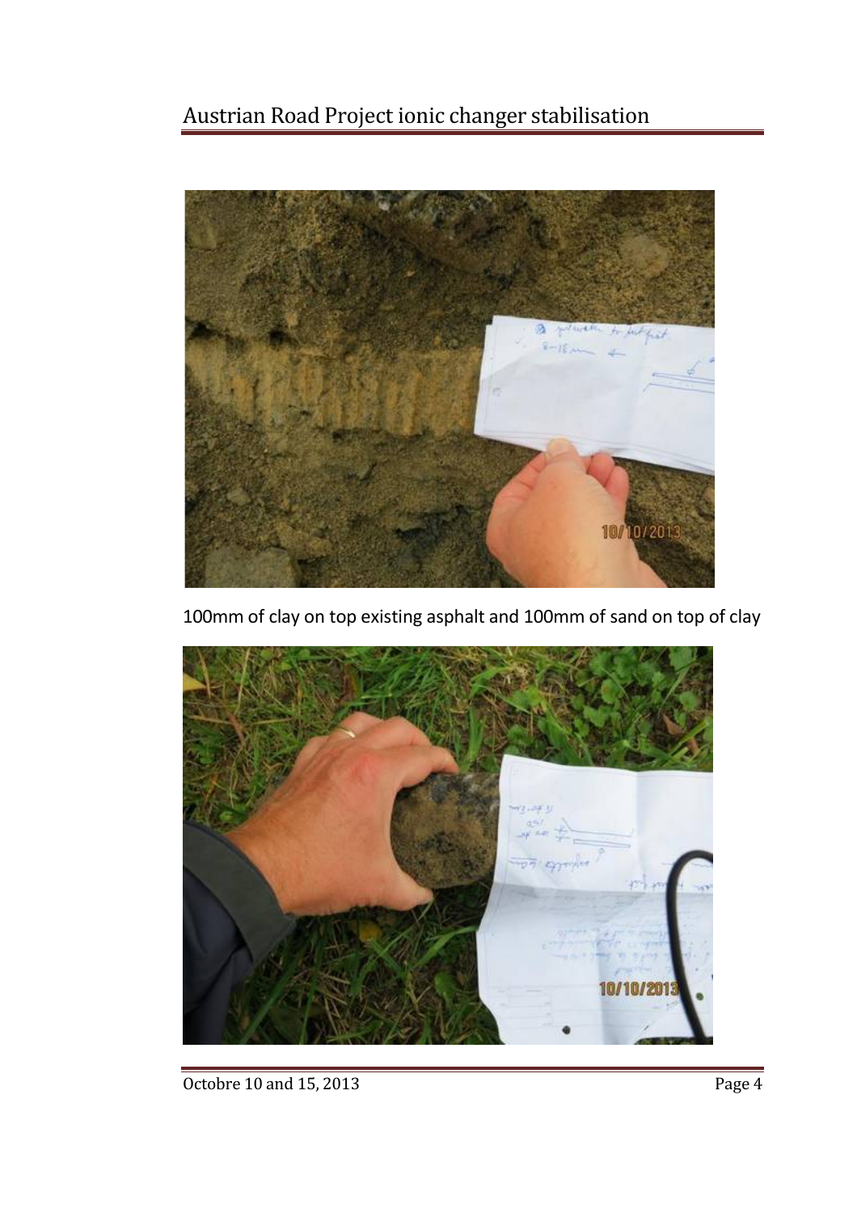100mm of clay on top existing asphalt and 100mm of sand on top of clay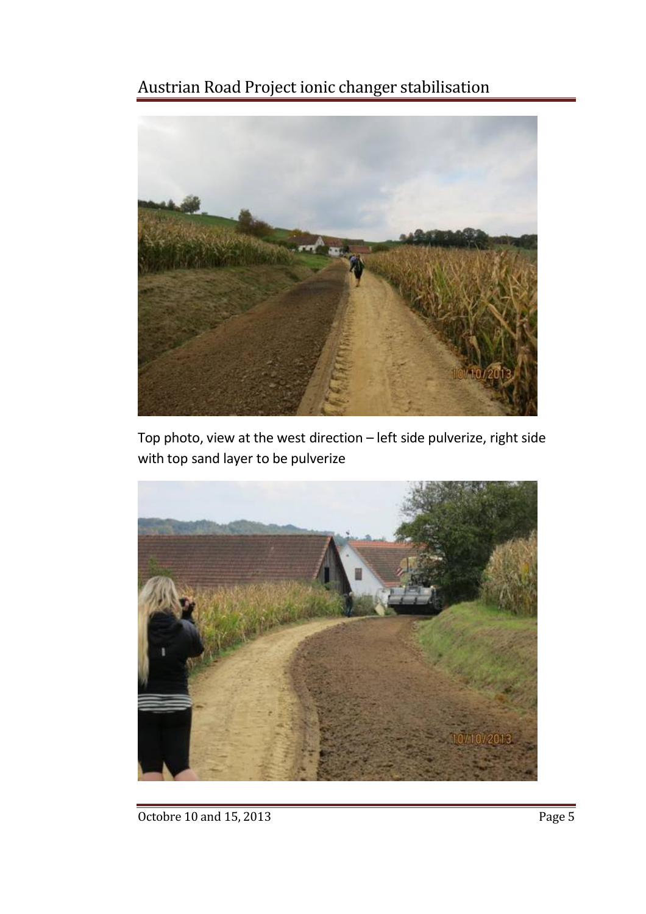Top photo, view at the west direction – left side pulverize, right side with top sand layer to be pulverize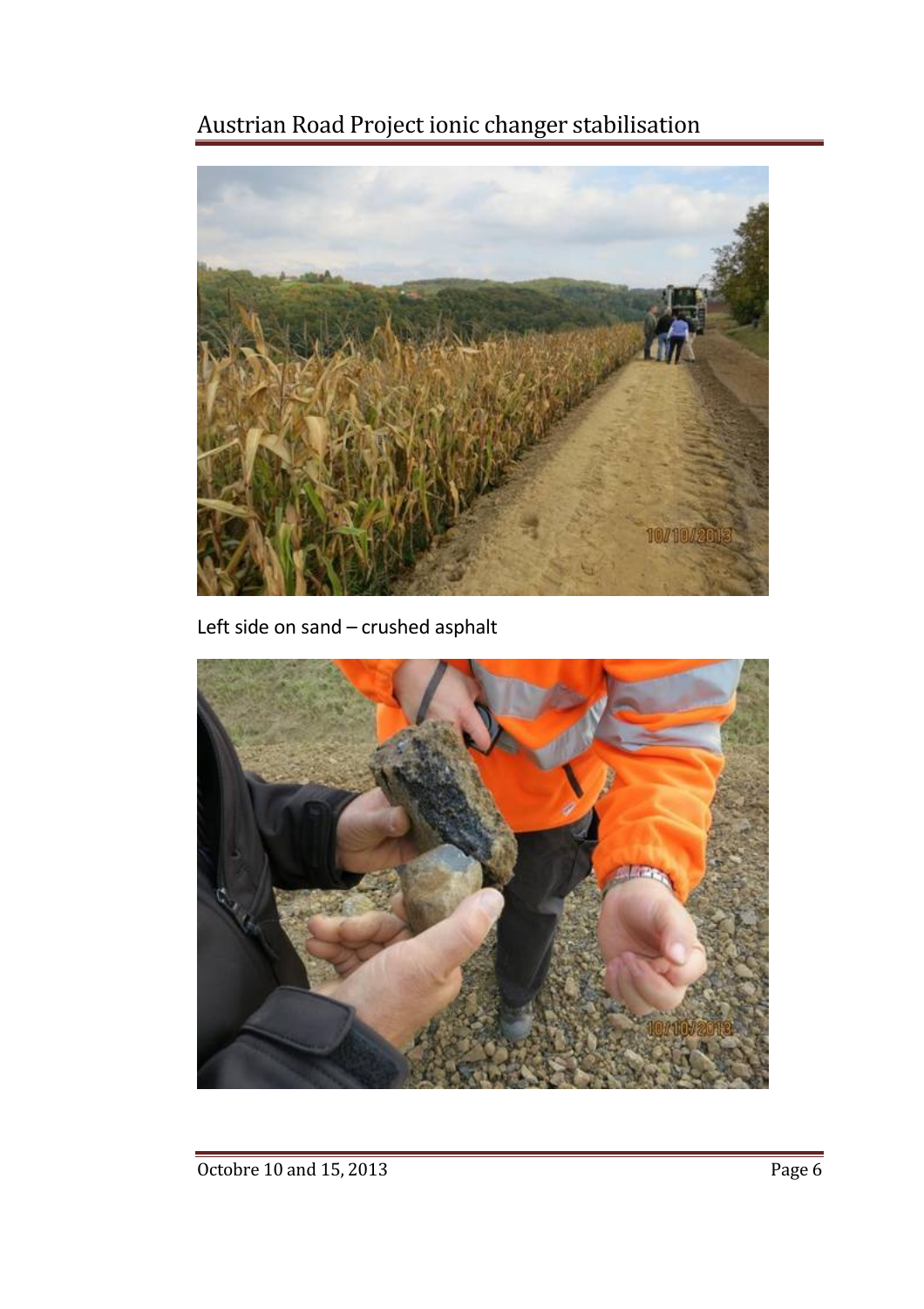Left side on sand – crushed asphalt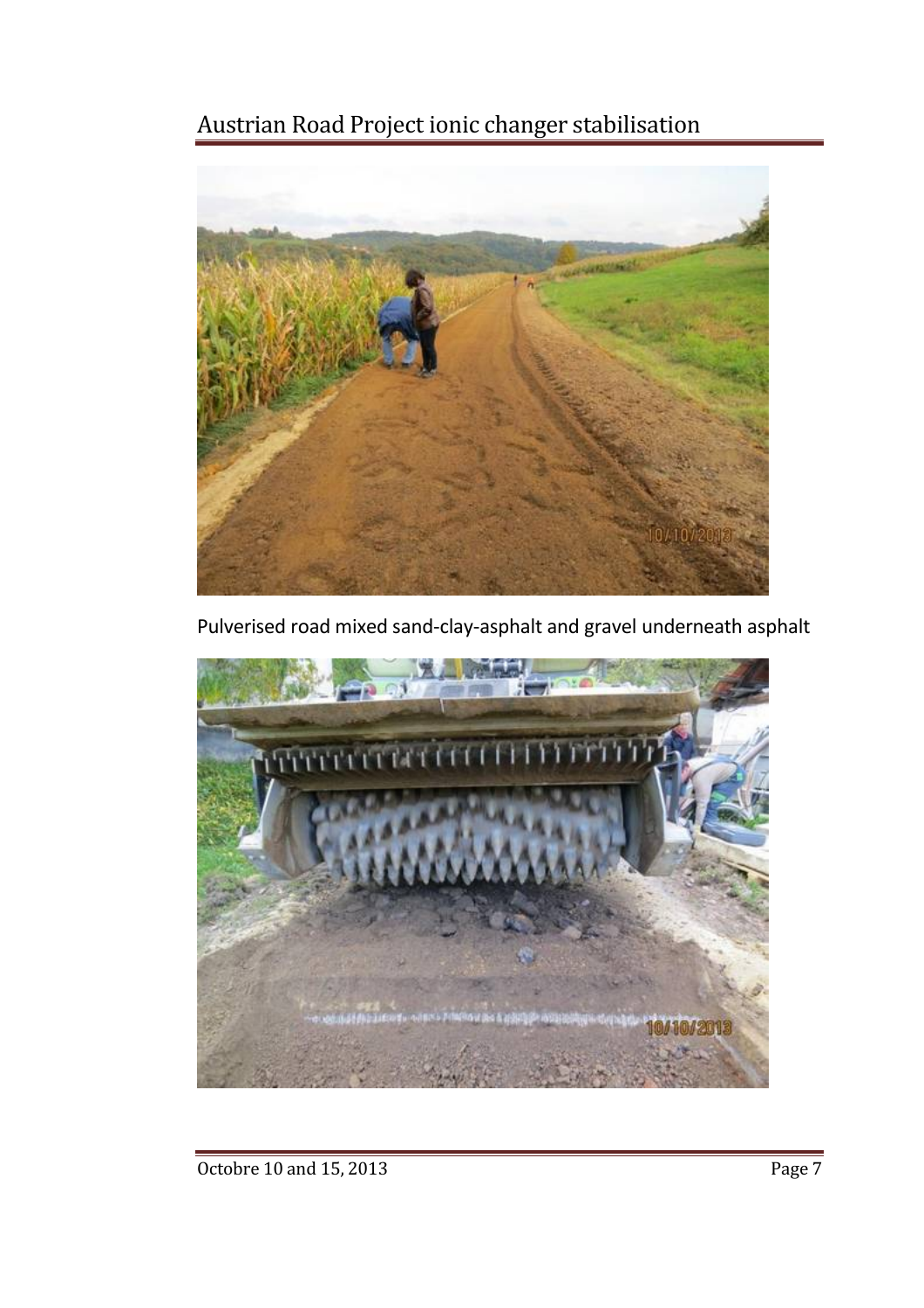# Austrian Road Project ionic changer stabilisation

Pulverised road mixed sand-clay-asphalt and gravel underneath asphalt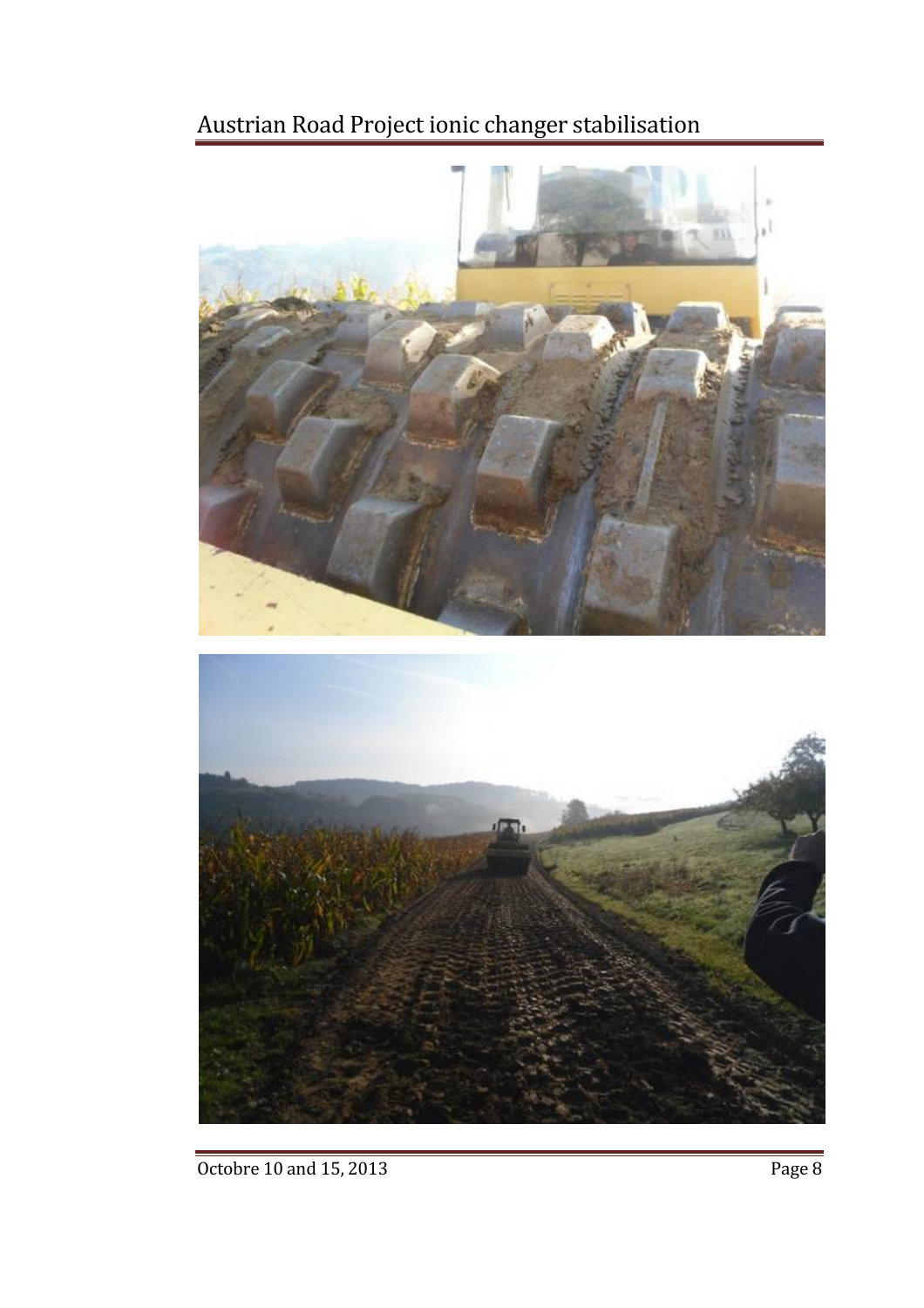## Austrian Road Project ionic changer stabilisation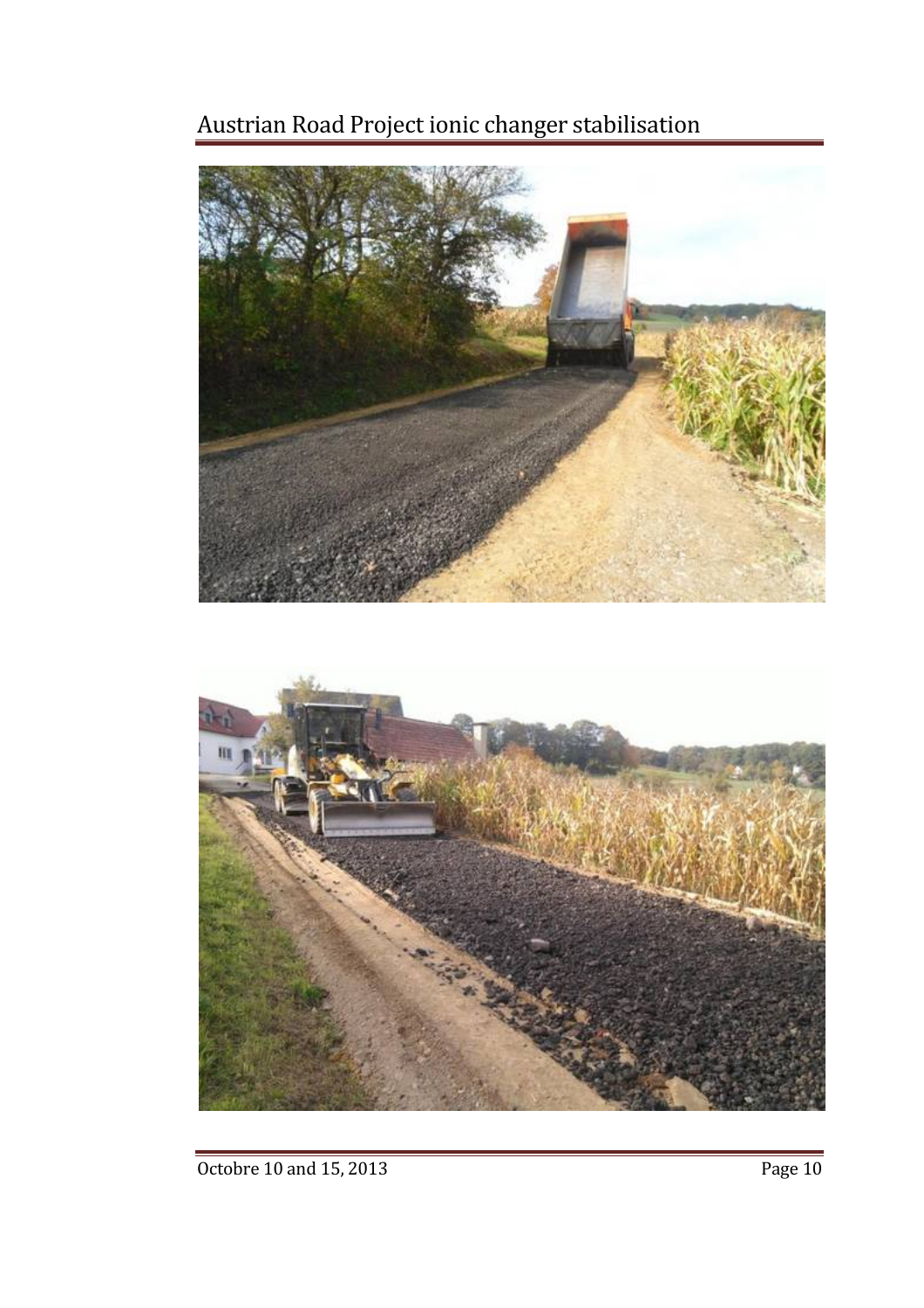# Austrian Road Project ionic changer stabilisation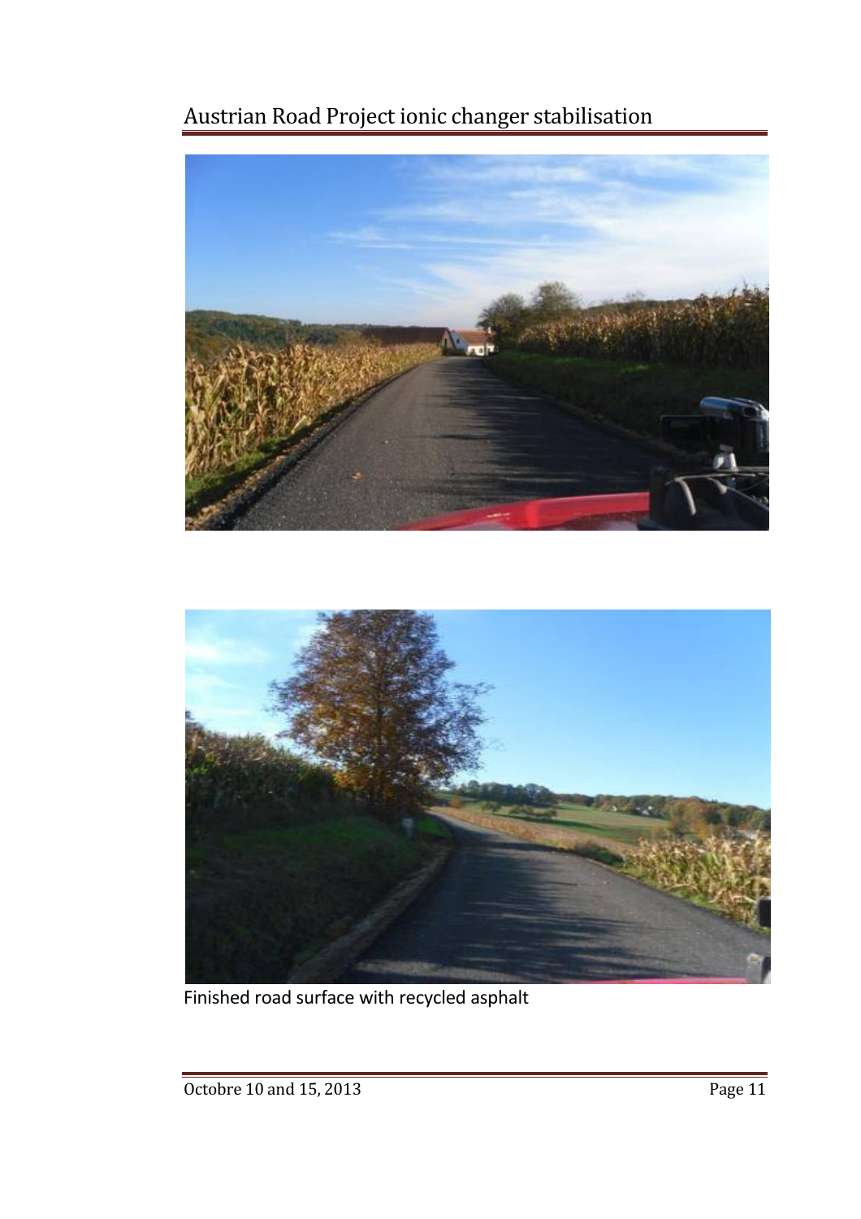Finished road surface with recycled asphalt